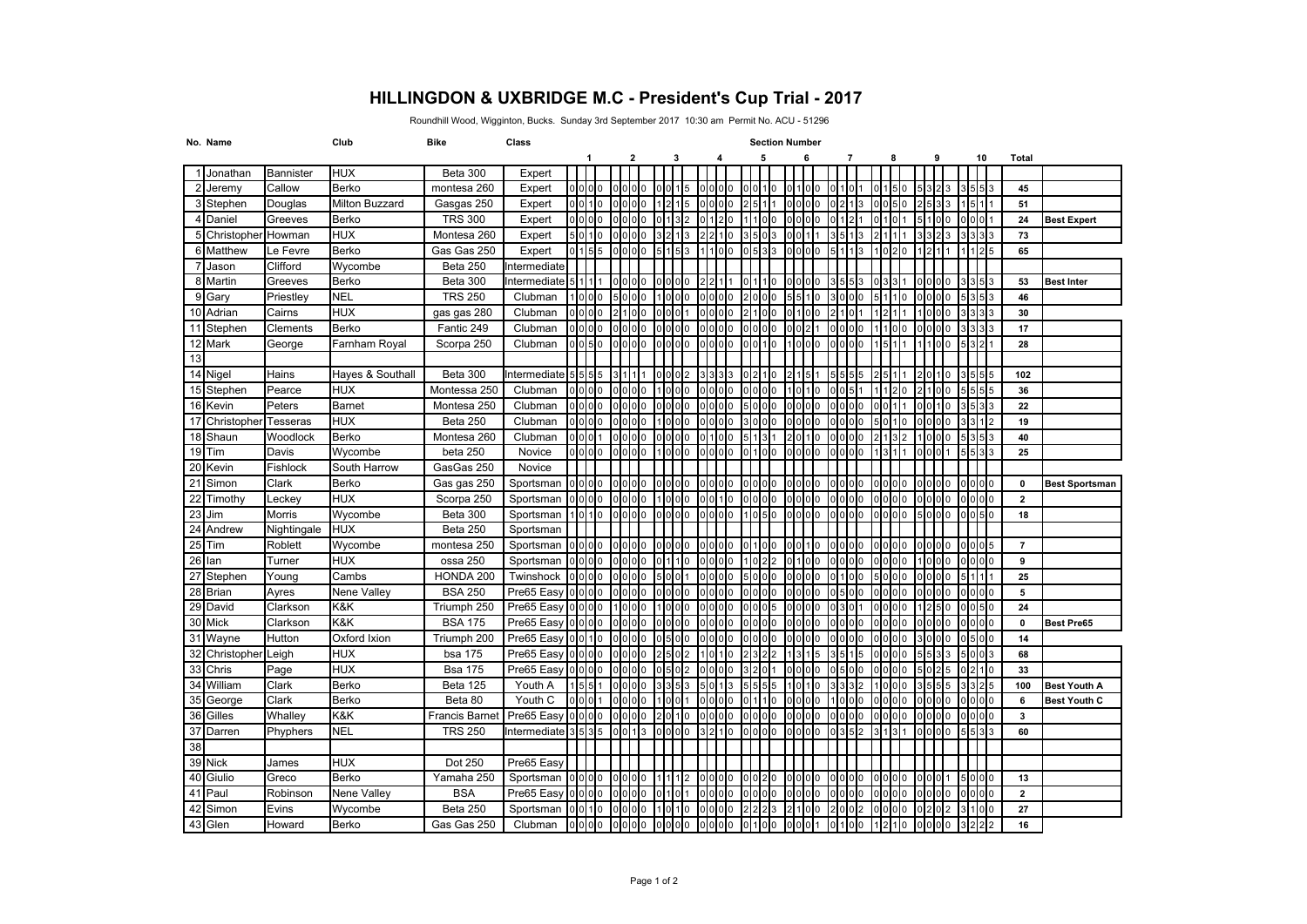# HILLINGDON & UXBRIDGE M.C - President's Cup Trial - 2017

Roundhill Wood, Wigginton, Bucks. Sunday 3rd September 2017 10:30 am Permit No. ACU - 51296

| No. | Name | | Club | Bike | Class | 1 | 2 | 3 | 4 | 5 | 6 | 7 | 8 | 9 | 10 | Total | |
|---|---|---|---|---|---|---|---|---|---|---|---|---|---|---|---|---|---|
| 1 | Jonathan | Bannister | HUX | Beta 300 | Expert | | | | | | | | | | | | |
| 2 | Jeremy | Callow | Berko | montesa 260 | Expert | 0 0 0 0 | 0 0 0 0 | 0 0 1 5 | 0 0 0 0 | 0 0 1 0 | 0 1 0 0 | 0 1 0 1 | 0 1 5 0 | 5 3 2 3 | 3 5 5 3 | 45 | |
| 3 | Stephen | Douglas | Milton Buzzard | Gasgas 250 | Expert | 0 0 1 0 | 0 0 0 0 | 1 2 1 5 | 0 0 0 0 | 2 5 1 1 | 0 0 0 0 | 0 2 1 3 | 0 0 5 0 | 2 5 3 3 | 1 5 1 1 | 51 | |
| 4 | Daniel | Greeves | Berko | TRS 300 | Expert | 0 0 0 0 | 0 0 0 0 | 0 1 3 2 | 0 1 2 0 | 1 1 0 0 | 0 0 0 0 | 0 1 2 1 | 0 1 0 1 | 5 1 0 0 | 0 0 0 1 | 24 | Best Expert |
| 5 | Christopher | Howman | HUX | Montesa 260 | Expert | 5 0 1 0 | 0 0 0 0 | 3 2 1 3 | 2 2 1 0 | 3 5 0 3 | 0 0 1 1 | 3 5 1 3 | 2 1 1 1 | 3 3 2 3 | 3 3 3 3 | 73 | |
| 6 | Matthew | Le Fevre | Berko | Gas Gas 250 | Expert | 0 1 5 5 | 0 0 0 0 | 5 1 5 3 | 1 1 0 0 | 0 5 3 3 | 0 0 0 0 | 5 1 1 3 | 1 0 2 0 | 1 2 1 1 | 1 1 2 5 | 65 | |
| 7 | Jason | Clifford | Wycombe | Beta 250 | Intermediate | | | | | | | | | | | | |
| 8 | Martin | Greeves | Berko | Beta 300 | Intermediate | 5 1 1 1 | 0 0 0 0 | 0 0 0 0 | 2 2 1 1 | 0 1 1 0 | 0 0 0 0 | 3 5 5 3 | 0 3 3 1 | 0 0 0 0 | 3 3 5 3 | 53 | Best Inter |
| 9 | Gary | Priestley | NEL | TRS 250 | Clubman | 1 0 0 0 | 5 0 0 0 | 1 0 0 0 | 0 0 0 0 | 2 0 0 0 | 5 5 1 0 | 3 0 0 0 | 5 1 1 0 | 0 0 0 0 | 5 3 5 3 | 46 | |
| 10 | Adrian | Cairns | HUX | gas gas 280 | Clubman | 0 0 0 0 | 2 1 0 0 | 0 0 0 1 | 0 0 0 0 | 2 1 0 0 | 0 1 0 0 | 2 1 0 1 | 1 2 1 1 | 1 0 0 0 | 3 3 3 3 | 30 | |
| 11 | Stephen | Clements | Berko | Fantic 249 | Clubman | 0 0 0 0 | 0 0 0 0 | 0 0 0 0 | 0 0 0 0 | 0 0 0 0 | 0 0 2 1 | 0 0 0 0 | 1 1 0 0 | 0 0 0 0 | 3 3 3 3 | 17 | |
| 12 | Mark | George | Farnham Royal | Scorpa 250 | Clubman | 0 0 5 0 | 0 0 0 0 | 0 0 0 0 | 0 0 0 0 | 0 0 1 0 | 1 0 0 0 | 0 0 0 0 | 1 5 1 1 | 1 1 0 0 | 5 3 2 1 | 28 | |
| 13 | | | | | | | | | | | | | | | | | |
| 14 | Nigel | Hains | Hayes & Southall | Beta 300 | Intermediate | 5 5 5 5 | 3 1 1 1 | 0 0 0 2 | 3 3 3 3 | 0 2 1 0 | 2 1 5 1 | 5 5 5 5 | 2 5 1 1 | 2 0 1 0 | 3 5 5 5 | 102 | |
| 15 | Stephen | Pearce | HUX | Montessa 250 | Clubman | 0 0 0 0 | 0 0 0 0 | 1 0 0 0 | 0 0 0 0 | 0 0 0 0 | 1 0 1 0 | 0 0 5 1 | 1 1 2 0 | 2 1 0 0 | 5 5 5 5 | 36 | |
| 16 | Kevin | Peters | Barnet | Montesa 250 | Clubman | 0 0 0 0 | 0 0 0 0 | 0 0 0 0 | 0 0 0 0 | 5 0 0 0 | 0 0 0 0 | 0 0 0 0 | 0 0 1 1 | 0 0 1 0 | 3 5 3 3 | 22 | |
| 17 | Christopher | Tesseras | HUX | Beta 250 | Clubman | 0 0 0 0 | 0 0 0 0 | 1 0 0 0 | 0 0 0 0 | 3 0 0 0 | 0 0 0 0 | 0 0 0 0 | 5 0 1 0 | 0 0 0 0 | 3 3 1 2 | 19 | |
| 18 | Shaun | Woodlock | Berko | Montesa 260 | Clubman | 0 0 0 1 | 0 0 0 0 | 0 0 0 0 | 0 1 0 0 | 5 1 3 1 | 2 0 1 0 | 0 0 0 0 | 2 1 3 2 | 1 0 0 0 | 5 3 5 3 | 40 | |
| 19 | Tim | Davis | Wycombe | beta 250 | Novice | 0 0 0 0 | 0 0 0 0 | 1 0 0 0 | 0 0 0 0 | 0 1 0 0 | 0 0 0 0 | 0 0 0 0 | 1 3 1 1 | 0 0 0 1 | 5 5 3 3 | 25 | |
| 20 | Kevin | Fishlock | South Harrow | GasGas 250 | Novice | | | | | | | | | | | | |
| 21 | Simon | Clark | Berko | Gas gas 250 | Sportsman | 0 0 0 0 | 0 0 0 0 | 0 0 0 0 | 0 0 0 0 | 0 0 0 0 | 0 0 0 0 | 0 0 0 0 | 0 0 0 0 | 0 0 0 0 | 0 0 0 0 | 0 | Best Sportsman |
| 22 | Timothy | Leckey | HUX | Scorpa 250 | Sportsman | 0 0 0 0 | 0 0 0 0 | 1 0 0 0 | 0 0 1 0 | 0 0 0 0 | 0 0 0 0 | 0 0 0 0 | 0 0 0 0 | 0 0 0 0 | 0 0 0 0 | 2 | |
| 23 | Jim | Morris | Wycombe | Beta 300 | Sportsman | 1 0 1 0 | 0 0 0 0 | 0 0 0 0 | 0 0 0 0 | 1 0 5 0 | 0 0 0 0 | 0 0 0 0 | 0 0 0 0 | 5 0 0 0 | 0 0 5 0 | 18 | |
| 24 | Andrew | Nightingale | HUX | Beta 250 | Sportsman | | | | | | | | | | | | |
| 25 | Tim | Roblett | Wycombe | montesa 250 | Sportsman | 0 0 0 0 | 0 0 0 0 | 0 0 0 0 | 0 0 0 0 | 0 1 0 0 | 0 0 1 0 | 0 0 0 0 | 0 0 0 0 | 0 0 0 0 | 0 0 0 5 | 7 | |
| 26 | Ian | Turner | HUX | ossa 250 | Sportsman | 0 0 0 0 | 0 0 0 0 | 0 1 1 0 | 0 0 0 0 | 1 0 2 2 | 0 1 0 0 | 0 0 0 0 | 0 0 0 0 | 1 0 0 0 | 0 0 0 0 | 9 | |
| 27 | Stephen | Young | Cambs | HONDA 200 | Twinshock | 0 0 0 0 | 0 0 0 0 | 5 0 0 1 | 0 0 0 0 | 5 0 0 0 | 0 0 0 0 | 0 1 0 0 | 5 0 0 0 | 0 0 0 0 | 5 1 1 1 | 25 | |
| 28 | Brian | Ayres | Nene Valley | BSA 250 | Pre65 Easy | 0 0 0 0 | 0 0 0 0 | 0 0 0 0 | 0 0 0 0 | 0 0 0 0 | 0 0 0 0 | 0 5 0 0 | 0 0 0 0 | 0 0 0 0 | 0 0 0 0 | 5 | |
| 29 | David | Clarkson | K&K | Triumph 250 | Pre65 Easy | 0 0 0 0 | 1 0 0 0 | 1 0 0 0 | 0 0 0 0 | 0 0 0 5 | 0 0 0 0 | 0 3 0 1 | 0 0 0 0 | 1 2 5 0 | 0 0 5 0 | 24 | |
| 30 | Mick | Clarkson | K&K | BSA 175 | Pre65 Easy | 0 0 0 0 | 0 0 0 0 | 0 0 0 0 | 0 0 0 0 | 0 0 0 0 | 0 0 0 0 | 0 0 0 0 | 0 0 0 0 | 0 0 0 0 | 0 0 0 0 | 0 | Best Pre65 |
| 31 | Wayne | Hutton | Oxford Ixion | Triumph 200 | Pre65 Easy | 0 0 1 0 | 0 0 0 0 | 0 5 0 0 | 0 0 0 0 | 0 0 0 0 | 0 0 0 0 | 0 0 0 0 | 0 0 0 0 | 3 0 0 0 | 0 5 0 0 | 14 | |
| 32 | Christopher | Leigh | HUX | bsa 175 | Pre65 Easy | 0 0 0 0 | 0 0 0 0 | 2 5 0 2 | 1 0 1 0 | 2 3 2 2 | 1 3 1 5 | 3 5 1 5 | 0 0 0 0 | 5 5 3 3 | 5 0 0 3 | 68 | |
| 33 | Chris | Page | HUX | Bsa 175 | Pre65 Easy | 0 0 0 0 | 0 0 0 0 | 0 5 0 2 | 0 0 0 0 | 3 2 0 1 | 0 0 0 0 | 0 5 0 0 | 0 0 0 0 | 5 0 2 5 | 0 2 1 0 | 33 | |
| 34 | William | Clark | Berko | Beta 125 | Youth A | 1 5 5 1 | 0 0 0 0 | 3 3 5 3 | 5 0 1 3 | 5 5 5 5 | 1 0 1 0 | 3 3 3 2 | 1 0 0 0 | 3 5 5 5 | 3 3 2 5 | 100 | Best Youth A |
| 35 | George | Clark | Berko | Beta 80 | Youth C | 0 0 0 1 | 0 0 0 0 | 1 0 0 1 | 0 0 0 0 | 0 1 1 0 | 0 0 0 0 | 1 0 0 0 | 0 0 0 0 | 0 0 0 0 | 0 0 0 0 | 6 | Best Youth C |
| 36 | Gilles | Whalley | K&K | Francis Barnet | Pre65 Easy | 0 0 0 0 | 0 0 0 0 | 2 0 1 0 | 0 0 0 0 | 0 0 0 0 | 0 0 0 0 | 0 0 0 0 | 0 0 0 0 | 0 0 0 0 | 0 0 0 0 | 3 | |
| 37 | Darren | Phyphers | NEL | TRS 250 | Intermediate | 3 5 3 5 | 0 0 1 3 | 0 0 0 0 | 3 2 1 0 | 0 0 0 0 | 0 0 0 0 | 0 3 5 2 | 3 1 3 1 | 0 0 0 0 | 5 5 3 3 | 60 | |
| 38 | | | | | | | | | | | | | | | | | |
| 39 | Nick | James | HUX | Dot 250 | Pre65 Easy | | | | | | | | | | | | |
| 40 | Giulio | Greco | Berko | Yamaha 250 | Sportsman | 0 0 0 0 | 0 0 0 0 | 1 1 1 2 | 0 0 0 0 | 0 0 2 0 | 0 0 0 0 | 0 0 0 0 | 0 0 0 0 | 0 0 0 1 | 5 0 0 0 | 13 | |
| 41 | Paul | Robinson | Nene Valley | BSA | Pre65 Easy | 0 0 0 0 | 0 0 0 0 | 0 1 0 1 | 0 0 0 0 | 0 0 0 0 | 0 0 0 0 | 0 0 0 0 | 0 0 0 0 | 0 0 0 0 | 0 0 0 0 | 2 | |
| 42 | Simon | Evins | Wycombe | Beta 250 | Sportsman | 0 0 1 0 | 0 0 0 0 | 1 0 1 0 | 0 0 0 0 | 2 2 2 3 | 2 1 0 0 | 2 0 0 2 | 0 0 0 0 | 0 2 0 2 | 3 1 0 0 | 27 | |
| 43 | Glen | Howard | Berko | Gas Gas 250 | Clubman | 0 0 0 0 | 0 0 0 0 | 0 0 0 0 | 0 0 0 0 | 0 1 0 0 | 0 0 0 1 | 0 1 0 0 | 1 2 1 0 | 0 0 0 0 | 3 2 2 2 | 16 | |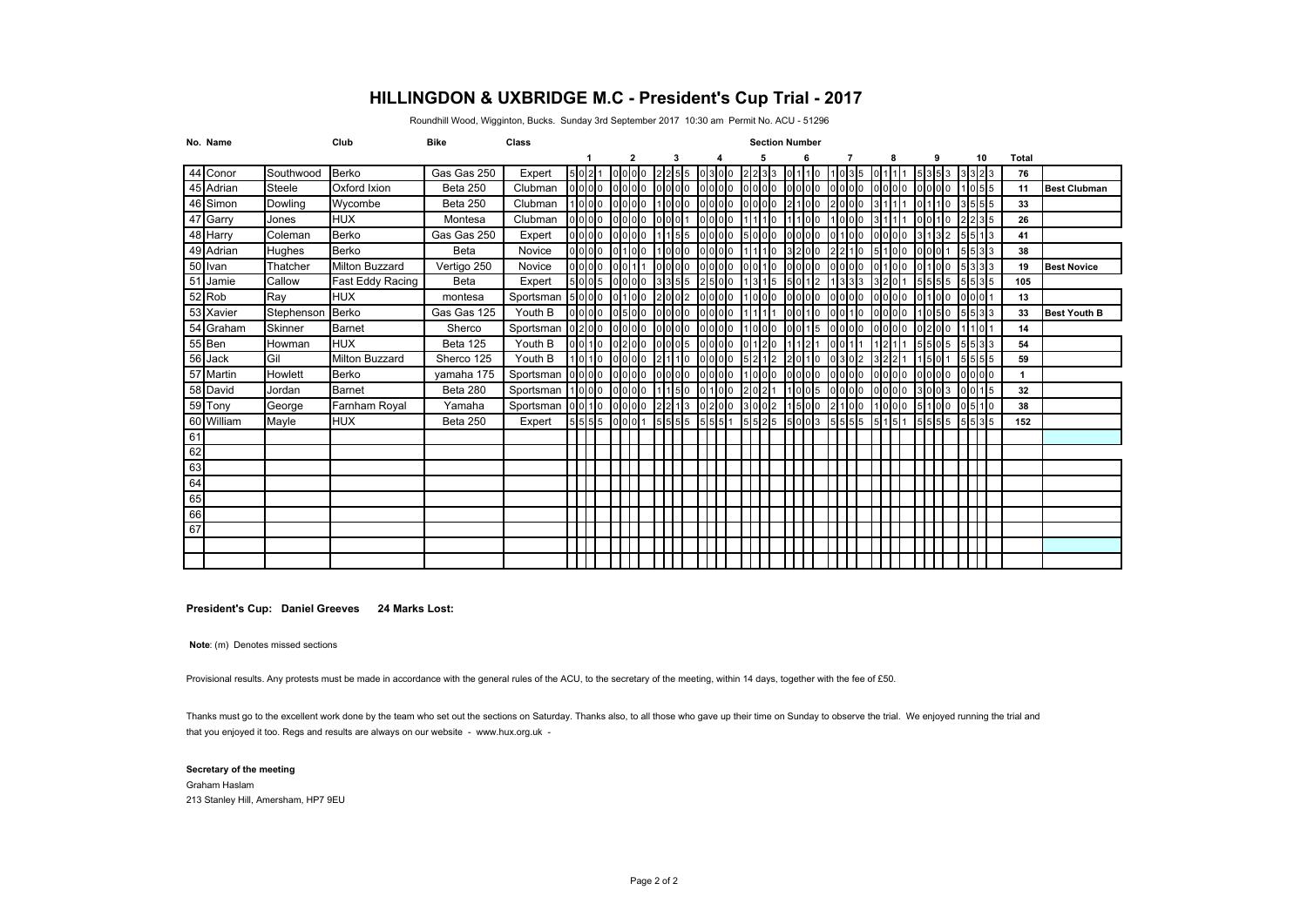# HILLINGDON & UXBRIDGE M.C - President's Cup Trial - 2017

Roundhill Wood, Wigginton, Bucks. Sunday 3rd September 2017 10:30 am Permit No. ACU - 51296

| No. | Name | | Club | Bike | Class | 1 | 2 | 3 | 4 | 5 | 6 | 7 | 8 | 9 | 10 | Total | |
|---|---|---|---|---|---|---|---|---|---|---|---|---|---|---|---|---|---|
| 44 | Conor | Southwood | Berko | Gas Gas 250 | Expert | 5 0 2 1 | 0 0 0 0 | 2 2 5 5 | 0 3 0 0 | 2 2 3 3 | 0 1 1 0 | 1 0 3 5 | 0 1 1 1 | 5 3 5 3 | 3 3 2 3 | 76 | |
| 45 | Adrian | Steele | Oxford Ixion | Beta 250 | Clubman | 0 0 0 0 | 0 0 0 0 | 0 0 0 0 | 0 0 0 0 | 0 0 0 0 | 0 0 0 0 | 0 0 0 0 | 0 0 0 0 | 0 0 0 0 | 1 0 5 5 | 11 | Best Clubman |
| 46 | Simon | Dowling | Wycombe | Beta 250 | Clubman | 1 0 0 0 | 0 0 0 0 | 1 0 0 0 | 0 0 0 0 | 0 0 0 0 | 2 1 0 0 | 2 0 0 0 | 3 1 1 1 | 0 1 1 0 | 3 5 5 5 | 33 | |
| 47 | Garry | Jones | HUX | Montesa | Clubman | 0 0 0 0 | 0 0 0 0 | 0 0 0 1 | 0 0 0 0 | 1 1 1 0 | 1 1 0 0 | 1 0 0 0 | 3 1 1 1 | 0 0 1 0 | 2 2 3 5 | 26 | |
| 48 | Harry | Coleman | Berko | Gas Gas 250 | Expert | 0 0 0 0 | 0 0 0 0 | 1 1 5 5 | 0 0 0 0 | 5 0 0 0 | 0 0 0 0 | 0 1 0 0 | 0 0 0 0 | 3 1 3 2 | 5 5 1 3 | 41 | |
| 49 | Adrian | Hughes | Berko | Beta | Novice | 0 0 0 0 | 0 1 0 0 | 1 0 0 0 | 0 0 0 0 | 1 1 1 0 | 3 2 0 0 | 2 2 1 0 | 5 1 0 0 | 0 0 0 1 | 5 5 3 3 | 38 | |
| 50 | Ivan | Thatcher | Milton Buzzard | Vertigo 250 | Novice | 0 0 0 0 | 0 0 1 1 | 0 0 0 0 | 0 0 0 0 | 0 0 1 0 | 0 0 0 0 | 0 0 0 0 | 0 1 0 0 | 0 1 0 0 | 5 3 3 3 | 19 | Best Novice |
| 51 | Jamie | Callow | Fast Eddy Racing | Beta | Expert | 5 0 0 5 | 0 0 0 0 | 3 3 5 5 | 2 5 0 0 | 1 3 1 5 | 5 0 1 2 | 1 3 3 3 | 3 2 0 1 | 5 5 5 5 | 5 5 3 5 | 105 | |
| 52 | Rob | Ray | HUX | montesa | Sportsman | 5 0 0 0 | 0 1 0 0 | 2 0 0 2 | 0 0 0 0 | 1 0 0 0 | 0 0 0 0 | 0 0 0 0 | 0 0 0 0 | 0 1 0 0 | 0 0 0 1 | 13 | |
| 53 | Xavier | Stephenson | Berko | Gas Gas 125 | Youth B | 0 0 0 0 | 0 5 0 0 | 0 0 0 0 | 0 0 0 0 | 1 1 1 1 | 0 0 1 0 | 0 0 1 0 | 0 0 0 0 | 1 0 5 0 | 5 5 3 3 | 33 | Best Youth B |
| 54 | Graham | Skinner | Barnet | Sherco | Sportsman | 0 2 0 0 | 0 0 0 0 | 0 0 0 0 | 0 0 0 0 | 1 0 0 0 | 0 0 1 5 | 0 0 0 0 | 0 0 0 0 | 0 2 0 0 | 1 1 0 1 | 14 | |
| 55 | Ben | Howman | HUX | Beta 125 | Youth B | 0 0 1 0 | 0 2 0 0 | 0 0 0 5 | 0 0 0 0 | 0 1 2 0 | 1 1 2 1 | 0 0 1 1 | 1 2 1 1 | 5 5 0 5 | 5 5 3 3 | 54 | |
| 56 | Jack | Gil | Milton Buzzard | Sherco 125 | Youth B | 1 0 1 0 | 0 0 0 0 | 2 1 1 0 | 0 0 0 0 | 5 2 1 2 | 2 0 1 0 | 0 3 0 2 | 3 2 2 1 | 1 5 0 1 | 5 5 5 5 | 59 | |
| 57 | Martin | Howlett | Berko | yamaha 175 | Sportsman | 0 0 0 0 | 0 0 0 0 | 0 0 0 0 | 0 0 0 0 | 1 0 0 0 | 0 0 0 0 | 0 0 0 0 | 0 0 0 0 | 0 0 0 0 | 0 0 0 0 | 1 | |
| 58 | David | Jordan | Barnet | Beta 280 | Sportsman | 1 0 0 0 | 0 0 0 0 | 1 1 5 0 | 0 1 0 0 | 2 0 2 1 | 1 0 0 5 | 0 0 0 0 | 0 0 0 0 | 3 0 0 3 | 0 0 1 5 | 32 | |
| 59 | Tony | George | Farnham Royal | Yamaha | Sportsman | 0 0 1 0 | 0 0 0 0 | 2 2 1 3 | 0 2 0 0 | 3 0 0 2 | 1 5 0 0 | 2 1 0 0 | 1 0 0 0 | 5 1 0 0 | 0 5 1 0 | 38 | |
| 60 | William | Mayle | HUX | Beta 250 | Expert | 5 5 5 5 | 0 0 0 1 | 5 5 5 5 | 5 5 5 1 | 5 5 2 5 | 5 0 0 3 | 5 5 5 5 | 5 1 5 1 | 5 5 5 5 | 5 5 3 5 | 152 | |
| 61 | | | | | | | | | | | | | | | | | |
| 62 | | | | | | | | | | | | | | | | | |
| 63 | | | | | | | | | | | | | | | | | |
| 64 | | | | | | | | | | | | | | | | | |
| 65 | | | | | | | | | | | | | | | | | |
| 66 | | | | | | | | | | | | | | | | | |
| 67 | | | | | | | | | | | | | | | | | |

**President's Cup: Daniel Greeves 24 Marks Lost:**

**Note**: (m) Denotes missed sections

Provisional results. Any protests must be made in accordance with the general rules of the ACU, to the secretary of the meeting, within 14 days, together with the fee of £50.

Thanks must go to the excellent work done by the team who set out the sections on Saturday. Thanks also, to all those who gave up their time on Sunday to observe the trial. We enjoyed running the trial and that you enjoyed it too. Regs and results are always on our website - www.hux.org.uk -

**Secretary of the meeting**

Graham Haslam

213 Stanley Hill, Amersham, HP7 9EU